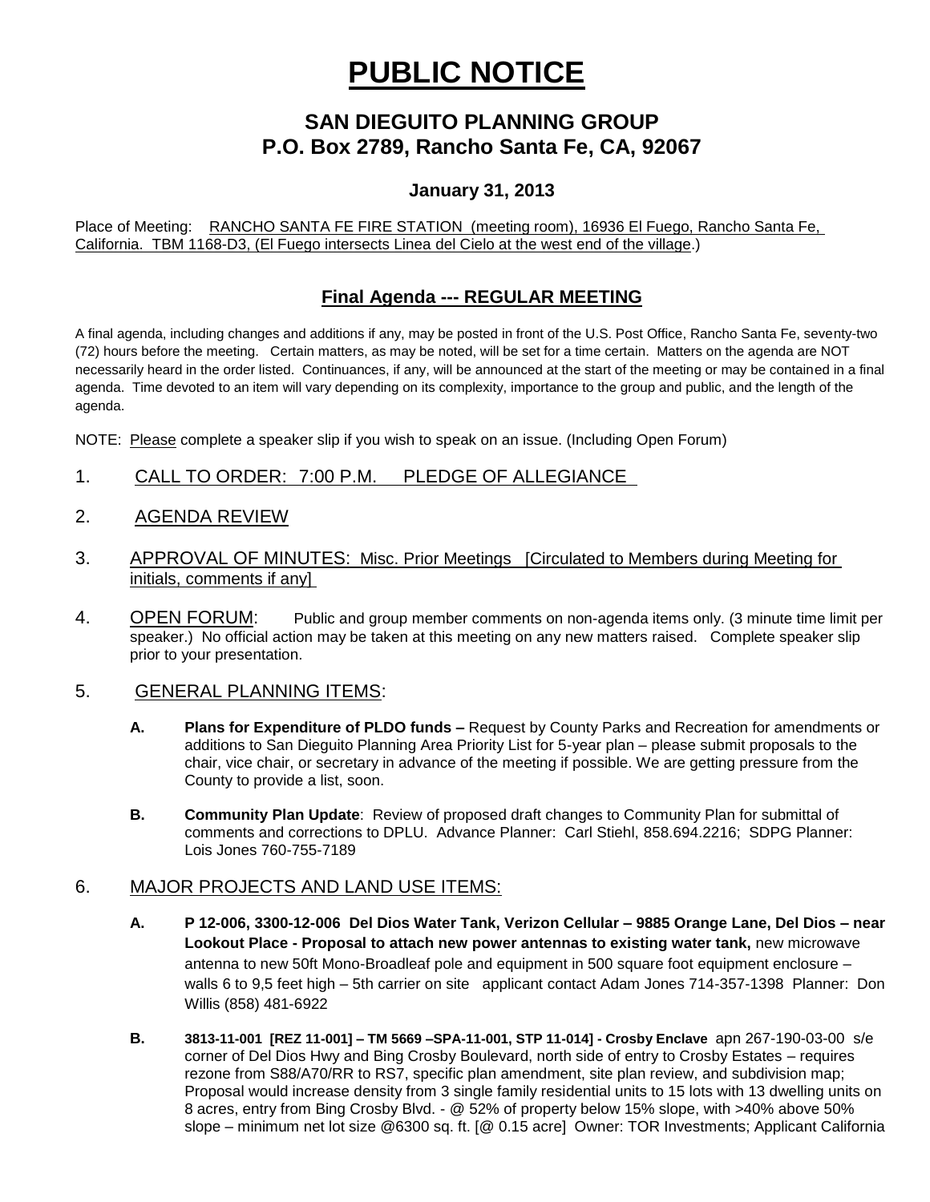# PUBLIC NOTICE

## SAN DIEGUITO PLANNING GROUP
## P.O. Box 2789, Rancho Santa Fe, CA, 92067

### January 31, 2013

Place of Meeting: RANCHO SANTA FE FIRE STATION (meeting room), 16936 El Fuego, Rancho Santa Fe, California. TBM 1168-D3, (El Fuego intersects Linea del Cielo at the west end of the village.)

## Final Agenda --- REGULAR MEETING

A final agenda, including changes and additions if any, may be posted in front of the U.S. Post Office, Rancho Santa Fe, seventy-two (72) hours before the meeting. Certain matters, as may be noted, will be set for a time certain. Matters on the agenda are NOT necessarily heard in the order listed. Continuances, if any, will be announced at the start of the meeting or may be contained in a final agenda. Time devoted to an item will vary depending on its complexity, importance to the group and public, and the length of the agenda.

NOTE: Please complete a speaker slip if you wish to speak on an issue. (Including Open Forum)

1. CALL TO ORDER: 7:00 P.M. PLEDGE OF ALLEGIANCE

2. AGENDA REVIEW

3. APPROVAL OF MINUTES: Misc. Prior Meetings [Circulated to Members during Meeting for initials, comments if any]

4. OPEN FORUM: Public and group member comments on non-agenda items only. (3 minute time limit per speaker.) No official action may be taken at this meeting on any new matters raised. Complete speaker slip prior to your presentation.

5. GENERAL PLANNING ITEMS:

   **A. Plans for Expenditure of PLDO funds –** Request by County Parks and Recreation for amendments or additions to San Dieguito Planning Area Priority List for 5-year plan – please submit proposals to the chair, vice chair, or secretary in advance of the meeting if possible. We are getting pressure from the County to provide a list, soon.

   **B. Community Plan Update**: Review of proposed draft changes to Community Plan for submittal of comments and corrections to DPLU. Advance Planner: Carl Stiehl, 858.694.2216; SDPG Planner: Lois Jones 760-755-7189

6. MAJOR PROJECTS AND LAND USE ITEMS:

   **A. P 12-006, 3300-12-006 Del Dios Water Tank, Verizon Cellular – 9885 Orange Lane, Del Dios – near Lookout Place - Proposal to attach new power antennas to existing water tank,** new microwave antenna to new 50ft Mono-Broadleaf pole and equipment in 500 square foot equipment enclosure – walls 6 to 9,5 feet high – 5th carrier on site applicant contact Adam Jones 714-357-1398 Planner: Don Willis (858) 481-6922

   **B. 3813-11-001 [REZ 11-001] – TM 5669 –SPA-11-001, STP 11-014] - Crosby Enclave** apn 267-190-03-00 s/e corner of Del Dios Hwy and Bing Crosby Boulevard, north side of entry to Crosby Estates – requires rezone from S88/A70/RR to RS7, specific plan amendment, site plan review, and subdivision map; Proposal would increase density from 3 single family residential units to 15 lots with 13 dwelling units on 8 acres, entry from Bing Crosby Blvd. - @ 52% of property below 15% slope, with >40% above 50% slope – minimum net lot size @6300 sq. ft. [@ 0.15 acre] Owner: TOR Investments; Applicant California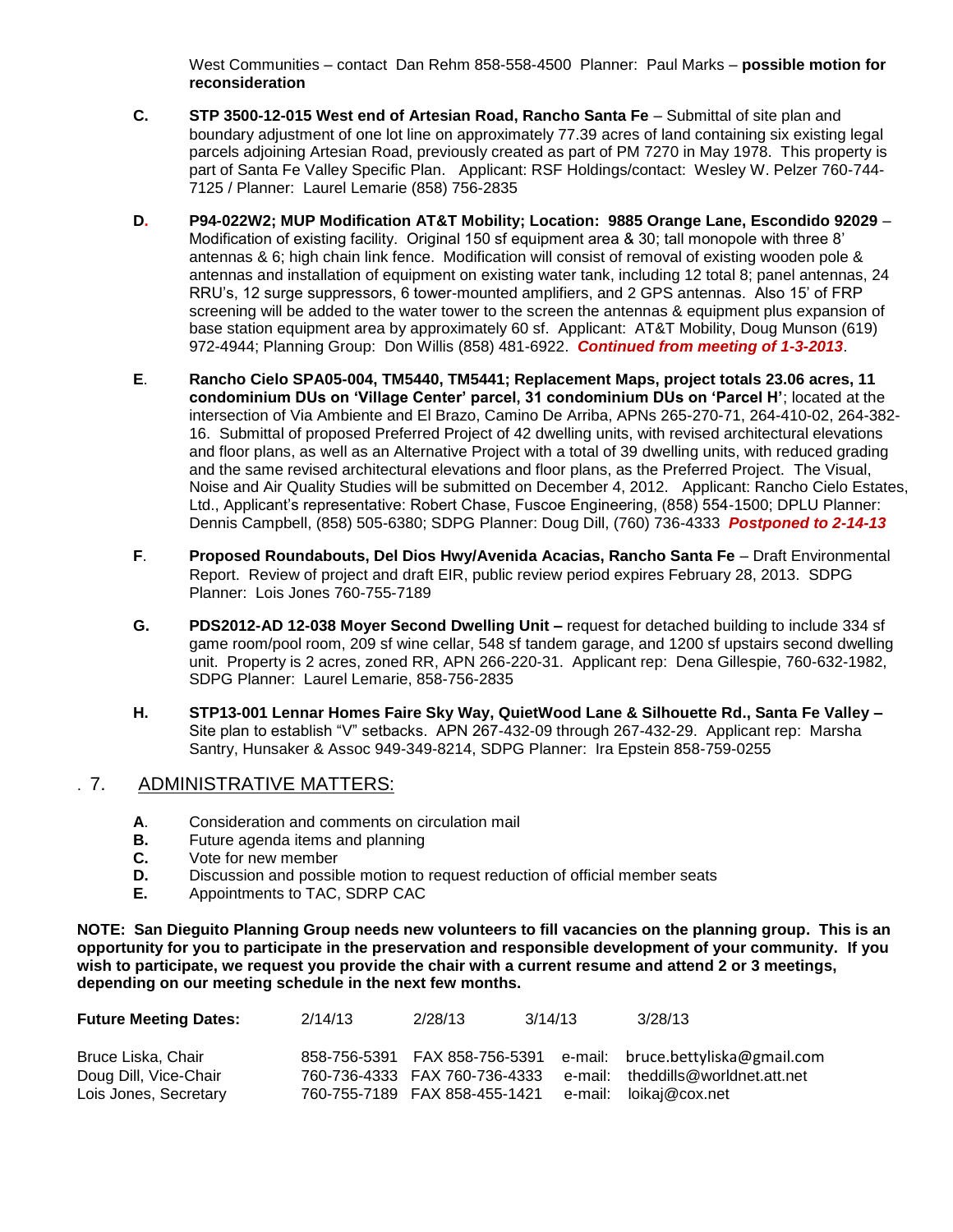West Communities – contact Dan Rehm 858-558-4500 Planner: Paul Marks – **possible motion for reconsideration**

**C.** **STP 3500-12-015 West end of Artesian Road, Rancho Santa Fe** – Submittal of site plan and boundary adjustment of one lot line on approximately 77.39 acres of land containing six existing legal parcels adjoining Artesian Road, previously created as part of PM 7270 in May 1978. This property is part of Santa Fe Valley Specific Plan. Applicant: RSF Holdings/contact: Wesley W. Pelzer 760-744-7125 / Planner: Laurel Lemarie (858) 756-2835

**D.** **P94-022W2; MUP Modification AT&T Mobility; Location: 9885 Orange Lane, Escondido 92029** – Modification of existing facility. Original 150 sf equipment area & 30; tall monopole with three 8' antennas & 6; high chain link fence. Modification will consist of removal of existing wooden pole & antennas and installation of equipment on existing water tank, including 12 total 8; panel antennas, 24 RRU's, 12 surge suppressors, 6 tower-mounted amplifiers, and 2 GPS antennas. Also 15' of FRP screening will be added to the water tower to the screen the antennas & equipment plus expansion of base station equipment area by approximately 60 sf. Applicant: AT&T Mobility, Doug Munson (619) 972-4944; Planning Group: Don Willis (858) 481-6922. ***Continued from meeting of 1-3-2013***.

**E**. **Rancho Cielo SPA05-004, TM5440, TM5441; Replacement Maps, project totals 23.06 acres, 11 condominium DUs on 'Village Center' parcel, 31 condominium DUs on 'Parcel H'**; located at the intersection of Via Ambiente and El Brazo, Camino De Arriba, APNs 265-270-71, 264-410-02, 264-382-16. Submittal of proposed Preferred Project of 42 dwelling units, with revised architectural elevations and floor plans, as well as an Alternative Project with a total of 39 dwelling units, with reduced grading and the same revised architectural elevations and floor plans, as the Preferred Project. The Visual, Noise and Air Quality Studies will be submitted on December 4, 2012. Applicant: Rancho Cielo Estates, Ltd., Applicant's representative: Robert Chase, Fuscoe Engineering, (858) 554-1500; DPLU Planner: Dennis Campbell, (858) 505-6380; SDPG Planner: Doug Dill, (760) 736-4333 ***Postponed to 2-14-13***

**F**. **Proposed Roundabouts, Del Dios Hwy/Avenida Acacias, Rancho Santa Fe** – Draft Environmental Report. Review of project and draft EIR, public review period expires February 28, 2013. SDPG Planner: Lois Jones 760-755-7189

**G.** **PDS2012-AD 12-038 Moyer Second Dwelling Unit –** request for detached building to include 334 sf game room/pool room, 209 sf wine cellar, 548 sf tandem garage, and 1200 sf upstairs second dwelling unit. Property is 2 acres, zoned RR, APN 266-220-31. Applicant rep: Dena Gillespie, 760-632-1982, SDPG Planner: Laurel Lemarie, 858-756-2835

**H.** **STP13-001 Lennar Homes Faire Sky Way, QuietWood Lane & Silhouette Rd., Santa Fe Valley –** Site plan to establish "V" setbacks. APN 267-432-09 through 267-432-29. Applicant rep: Marsha Santry, Hunsaker & Assoc 949-349-8214, SDPG Planner: Ira Epstein 858-759-0255

## 7. ADMINISTRATIVE MATTERS:

**A**. Consideration and comments on circulation mail
**B.** Future agenda items and planning
**C.** Vote for new member
**D.** Discussion and possible motion to request reduction of official member seats
**E.** Appointments to TAC, SDRP CAC

**NOTE: San Dieguito Planning Group needs new volunteers to fill vacancies on the planning group. This is an opportunity for you to participate in the preservation and responsible development of your community. If you wish to participate, we request you provide the chair with a current resume and attend 2 or 3 meetings, depending on our meeting schedule in the next few months.**

| | | | | |
|---|---|---|---|---|
| **Future Meeting Dates:** | 2/14/13 | 2/28/13 | 3/14/13 | 3/28/13 |

| | | | |
|---|---|---|---|
| Bruce Liska, Chair | 858-756-5391 | FAX 858-756-5391 | e-mail: bruce.bettyliska@gmail.com |
| Doug Dill, Vice-Chair | 760-736-4333 | FAX 760-736-4333 | e-mail: theddills@worldnet.att.net |
| Lois Jones, Secretary | 760-755-7189 | FAX 858-455-1421 | e-mail: loikaj@cox.net |